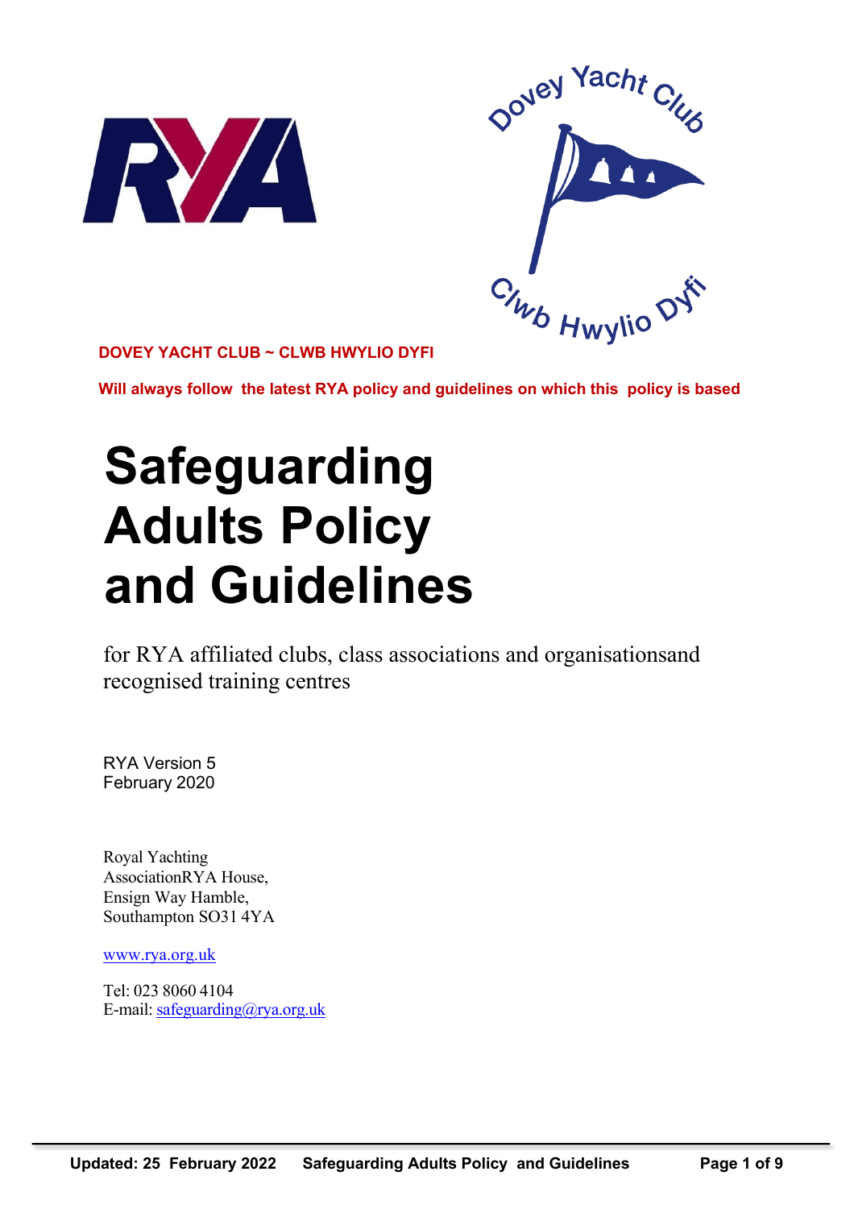**DOVEY YACHT CLUB ~ CLWB HWYLIO DYFI**

**Will always follow the latest RYA policy and guidelines on which this policy is based**

# Safeguarding Adults Policy and Guidelines

for RYA affiliated clubs, class associations and organisationsand recognised training centres

RYA Version 5
February 2020

Royal Yachting AssociationRYA House,
Ensign Way Hamble,
Southampton SO31 4YA

www.rya.org.uk

Tel: 023 8060 4104
E-mail: safeguarding@rya.org.uk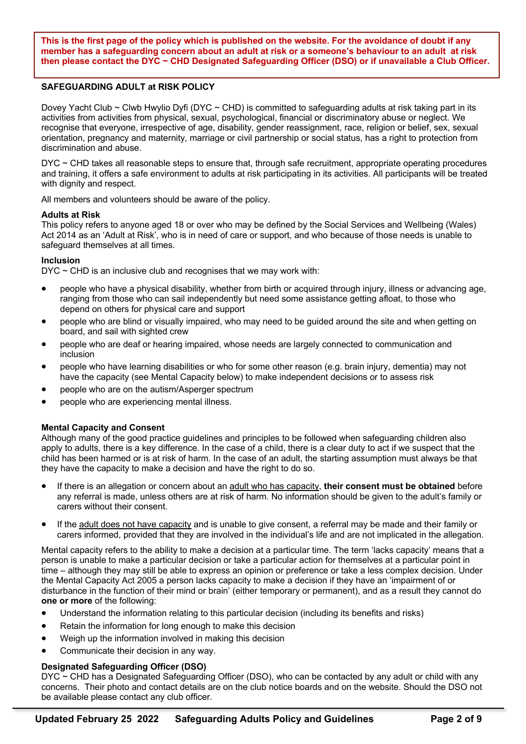**This is the first page of the policy which is published on the website. For the avoidance of doubt if any member has a safeguarding concern about an adult at risk or a someone's behaviour to an adult at risk then please contact the DYC ~ CHD Designated Safeguarding Officer (DSO) or if unavailable a Club Officer.**

## SAFEGUARDING ADULT at RISK POLICY

Dovey Yacht Club ~ Clwb Hwylio Dyfi (DYC ~ CHD) is committed to safeguarding adults at risk taking part in its activities from activities from physical, sexual, psychological, financial or discriminatory abuse or neglect. We recognise that everyone, irrespective of age, disability, gender reassignment, race, religion or belief, sex, sexual orientation, pregnancy and maternity, marriage or civil partnership or social status, has a right to protection from discrimination and abuse.

DYC ~ CHD takes all reasonable steps to ensure that, through safe recruitment, appropriate operating procedures and training, it offers a safe environment to adults at risk participating in its activities. All participants will be treated with dignity and respect.

All members and volunteers should be aware of the policy.

### Adults at Risk

This policy refers to anyone aged 18 or over who may be defined by the Social Services and Wellbeing (Wales) Act 2014 as an 'Adult at Risk', who is in need of care or support, and who because of those needs is unable to safeguard themselves at all times.

### Inclusion

DYC ~ CHD is an inclusive club and recognises that we may work with:

- people who have a physical disability, whether from birth or acquired through injury, illness or advancing age, ranging from those who can sail independently but need some assistance getting afloat, to those who depend on others for physical care and support
- people who are blind or visually impaired, who may need to be guided around the site and when getting on board, and sail with sighted crew
- people who are deaf or hearing impaired, whose needs are largely connected to communication and inclusion
- people who have learning disabilities or who for some other reason (e.g. brain injury, dementia) may not have the capacity (see Mental Capacity below) to make independent decisions or to assess risk
- people who are on the autism/Asperger spectrum
- people who are experiencing mental illness.

### Mental Capacity and Consent

Although many of the good practice guidelines and principles to be followed when safeguarding children also apply to adults, there is a key difference. In the case of a child, there is a clear duty to act if we suspect that the child has been harmed or is at risk of harm. In the case of an adult, the starting assumption must always be that they have the capacity to make a decision and have the right to do so.

- If there is an allegation or concern about an adult who has capacity, **their consent must be obtained** before any referral is made, unless others are at risk of harm. No information should be given to the adult's family or carers without their consent.
- If the adult does not have capacity and is unable to give consent, a referral may be made and their family or carers informed, provided that they are involved in the individual's life and are not implicated in the allegation.

Mental capacity refers to the ability to make a decision at a particular time. The term 'lacks capacity' means that a person is unable to make a particular decision or take a particular action for themselves at a particular point in time – although they may still be able to express an opinion or preference or take a less complex decision. Under the Mental Capacity Act 2005 a person lacks capacity to make a decision if they have an 'impairment of or disturbance in the function of their mind or brain' (either temporary or permanent), and as a result they cannot do **one or more** of the following:

- Understand the information relating to this particular decision (including its benefits and risks)
- Retain the information for long enough to make this decision
- Weigh up the information involved in making this decision
- Communicate their decision in any way.

### Designated Safeguarding Officer (DSO)

DYC ~ CHD has a Designated Safeguarding Officer (DSO), who can be contacted by any adult or child with any concerns. Their photo and contact details are on the club notice boards and on the website. Should the DSO not be available please contact any club officer.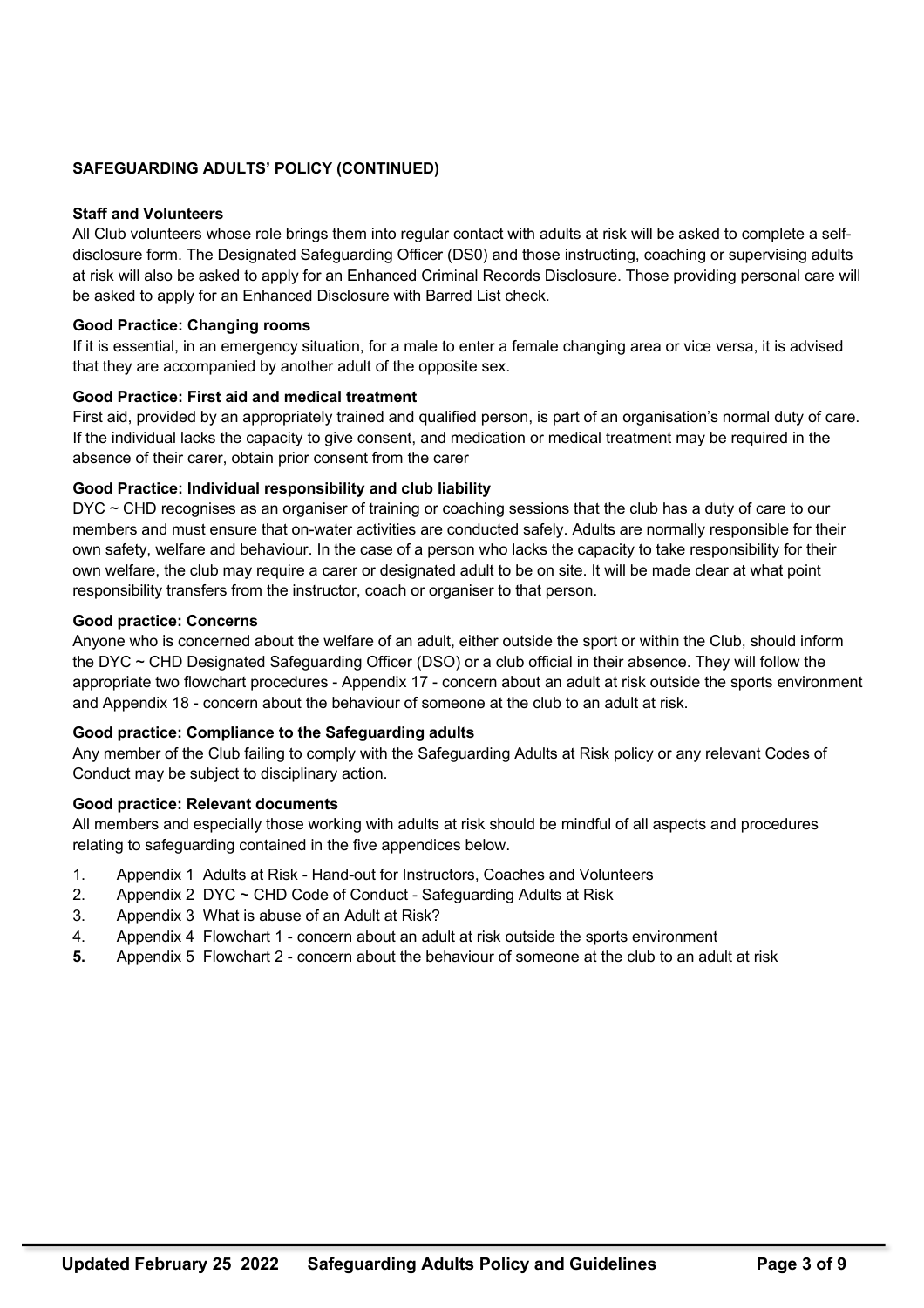**SAFEGUARDING ADULTS' POLICY (CONTINUED)**

**Staff and Volunteers**

All Club volunteers whose role brings them into regular contact with adults at risk will be asked to complete a self-disclosure form. The Designated Safeguarding Officer (DS0) and those instructing, coaching or supervising adults at risk will also be asked to apply for an Enhanced Criminal Records Disclosure. Those providing personal care will be asked to apply for an Enhanced Disclosure with Barred List check.

**Good Practice: Changing rooms**

If it is essential, in an emergency situation, for a male to enter a female changing area or vice versa, it is advised that they are accompanied by another adult of the opposite sex.

**Good Practice: First aid and medical treatment**

First aid, provided by an appropriately trained and qualified person, is part of an organisation's normal duty of care. If the individual lacks the capacity to give consent, and medication or medical treatment may be required in the absence of their carer, obtain prior consent from the carer

**Good Practice: Individual responsibility and club liability**

DYC ~ CHD recognises as an organiser of training or coaching sessions that the club has a duty of care to our members and must ensure that on-water activities are conducted safely. Adults are normally responsible for their own safety, welfare and behaviour. In the case of a person who lacks the capacity to take responsibility for their own welfare, the club may require a carer or designated adult to be on site. It will be made clear at what point responsibility transfers from the instructor, coach or organiser to that person.

**Good practice: Concerns**

Anyone who is concerned about the welfare of an adult, either outside the sport or within the Club, should inform the DYC ~ CHD Designated Safeguarding Officer (DSO) or a club official in their absence. They will follow the appropriate two flowchart procedures - Appendix 17 - concern about an adult at risk outside the sports environment and Appendix 18 - concern about the behaviour of someone at the club to an adult at risk.

**Good practice: Compliance to the Safeguarding adults**

Any member of the Club failing to comply with the Safeguarding Adults at Risk policy or any relevant Codes of Conduct may be subject to disciplinary action.

**Good practice: Relevant documents**

All members and especially those working with adults at risk should be mindful of all aspects and procedures relating to safeguarding contained in the five appendices below.

1. Appendix 1 Adults at Risk - Hand-out for Instructors, Coaches and Volunteers
2. Appendix 2 DYC ~ CHD Code of Conduct - Safeguarding Adults at Risk
3. Appendix 3 What is abuse of an Adult at Risk?
4. Appendix 4 Flowchart 1 - concern about an adult at risk outside the sports environment
5. Appendix 5 Flowchart 2 - concern about the behaviour of someone at the club to an adult at risk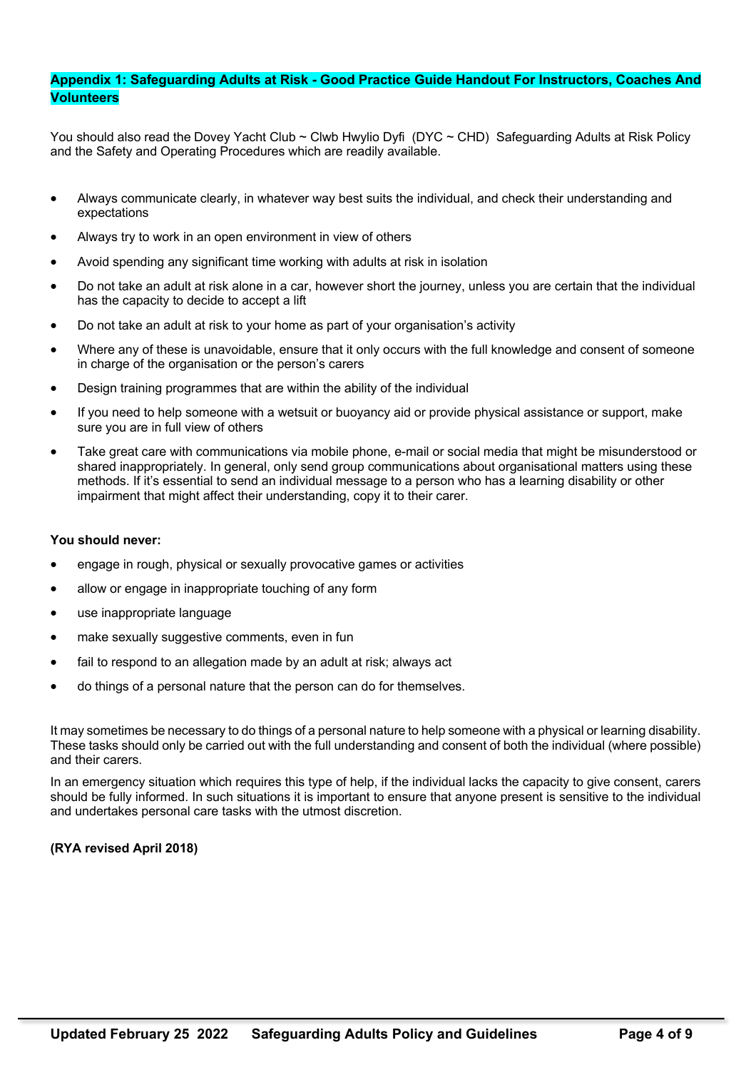## Appendix 1: Safeguarding Adults at Risk - Good Practice Guide Handout For Instructors, Coaches And Volunteers

You should also read the Dovey Yacht Club ~ Clwb Hwylio Dyfi (DYC ~ CHD) Safeguarding Adults at Risk Policy and the Safety and Operating Procedures which are readily available.

- Always communicate clearly, in whatever way best suits the individual, and check their understanding and expectations
- Always try to work in an open environment in view of others
- Avoid spending any significant time working with adults at risk in isolation
- Do not take an adult at risk alone in a car, however short the journey, unless you are certain that the individual has the capacity to decide to accept a lift
- Do not take an adult at risk to your home as part of your organisation's activity
- Where any of these is unavoidable, ensure that it only occurs with the full knowledge and consent of someone in charge of the organisation or the person's carers
- Design training programmes that are within the ability of the individual
- If you need to help someone with a wetsuit or buoyancy aid or provide physical assistance or support, make sure you are in full view of others
- Take great care with communications via mobile phone, e-mail or social media that might be misunderstood or shared inappropriately. In general, only send group communications about organisational matters using these methods. If it's essential to send an individual message to a person who has a learning disability or other impairment that might affect their understanding, copy it to their carer.

**You should never:**

- engage in rough, physical or sexually provocative games or activities
- allow or engage in inappropriate touching of any form
- use inappropriate language
- make sexually suggestive comments, even in fun
- fail to respond to an allegation made by an adult at risk; always act
- do things of a personal nature that the person can do for themselves.

It may sometimes be necessary to do things of a personal nature to help someone with a physical or learning disability. These tasks should only be carried out with the full understanding and consent of both the individual (where possible) and their carers.

In an emergency situation which requires this type of help, if the individual lacks the capacity to give consent, carers should be fully informed. In such situations it is important to ensure that anyone present is sensitive to the individual and undertakes personal care tasks with the utmost discretion.

**(RYA revised April 2018)**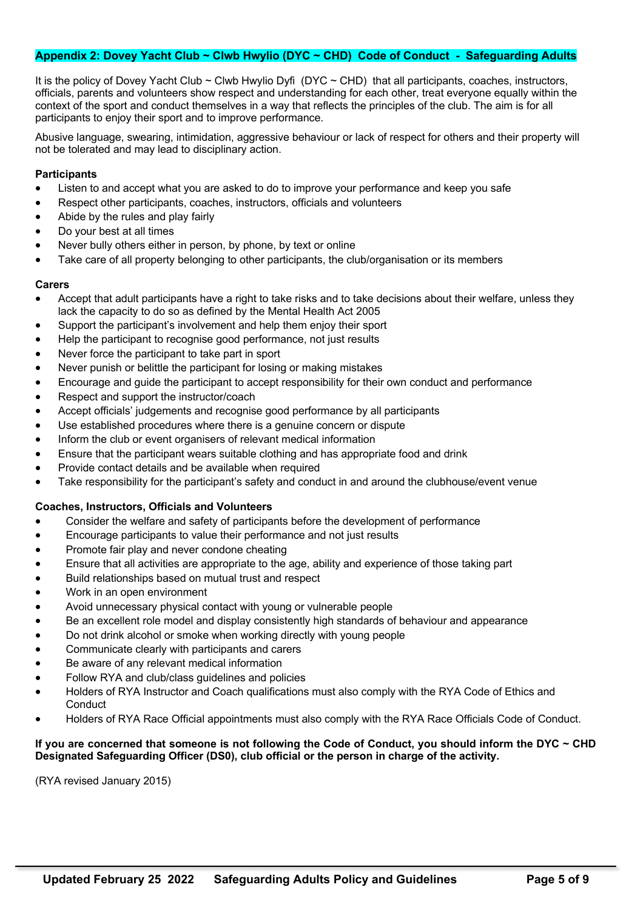## Appendix 2: Dovey Yacht Club ~ Clwb Hwylio (DYC ~ CHD) Code of Conduct - Safeguarding Adults

It is the policy of Dovey Yacht Club ~ Clwb Hwylio Dyfi (DYC ~ CHD) that all participants, coaches, instructors, officials, parents and volunteers show respect and understanding for each other, treat everyone equally within the context of the sport and conduct themselves in a way that reflects the principles of the club. The aim is for all participants to enjoy their sport and to improve performance.

Abusive language, swearing, intimidation, aggressive behaviour or lack of respect for others and their property will not be tolerated and may lead to disciplinary action.

**Participants**

- Listen to and accept what you are asked to do to improve your performance and keep you safe
- Respect other participants, coaches, instructors, officials and volunteers
- Abide by the rules and play fairly
- Do your best at all times
- Never bully others either in person, by phone, by text or online
- Take care of all property belonging to other participants, the club/organisation or its members

**Carers**

- Accept that adult participants have a right to take risks and to take decisions about their welfare, unless they lack the capacity to do so as defined by the Mental Health Act 2005
- Support the participant's involvement and help them enjoy their sport
- Help the participant to recognise good performance, not just results
- Never force the participant to take part in sport
- Never punish or belittle the participant for losing or making mistakes
- Encourage and guide the participant to accept responsibility for their own conduct and performance
- Respect and support the instructor/coach
- Accept officials' judgements and recognise good performance by all participants
- Use established procedures where there is a genuine concern or dispute
- Inform the club or event organisers of relevant medical information
- Ensure that the participant wears suitable clothing and has appropriate food and drink
- Provide contact details and be available when required
- Take responsibility for the participant's safety and conduct in and around the clubhouse/event venue

**Coaches, Instructors, Officials and Volunteers**

- Consider the welfare and safety of participants before the development of performance
- Encourage participants to value their performance and not just results
- Promote fair play and never condone cheating
- Ensure that all activities are appropriate to the age, ability and experience of those taking part
- Build relationships based on mutual trust and respect
- Work in an open environment
- Avoid unnecessary physical contact with young or vulnerable people
- Be an excellent role model and display consistently high standards of behaviour and appearance
- Do not drink alcohol or smoke when working directly with young people
- Communicate clearly with participants and carers
- Be aware of any relevant medical information
- Follow RYA and club/class guidelines and policies
- Holders of RYA Instructor and Coach qualifications must also comply with the RYA Code of Ethics and Conduct
- Holders of RYA Race Official appointments must also comply with the RYA Race Officials Code of Conduct.

**If you are concerned that someone is not following the Code of Conduct, you should inform the DYC ~ CHD Designated Safeguarding Officer (DS0), club official or the person in charge of the activity.**

(RYA revised January 2015)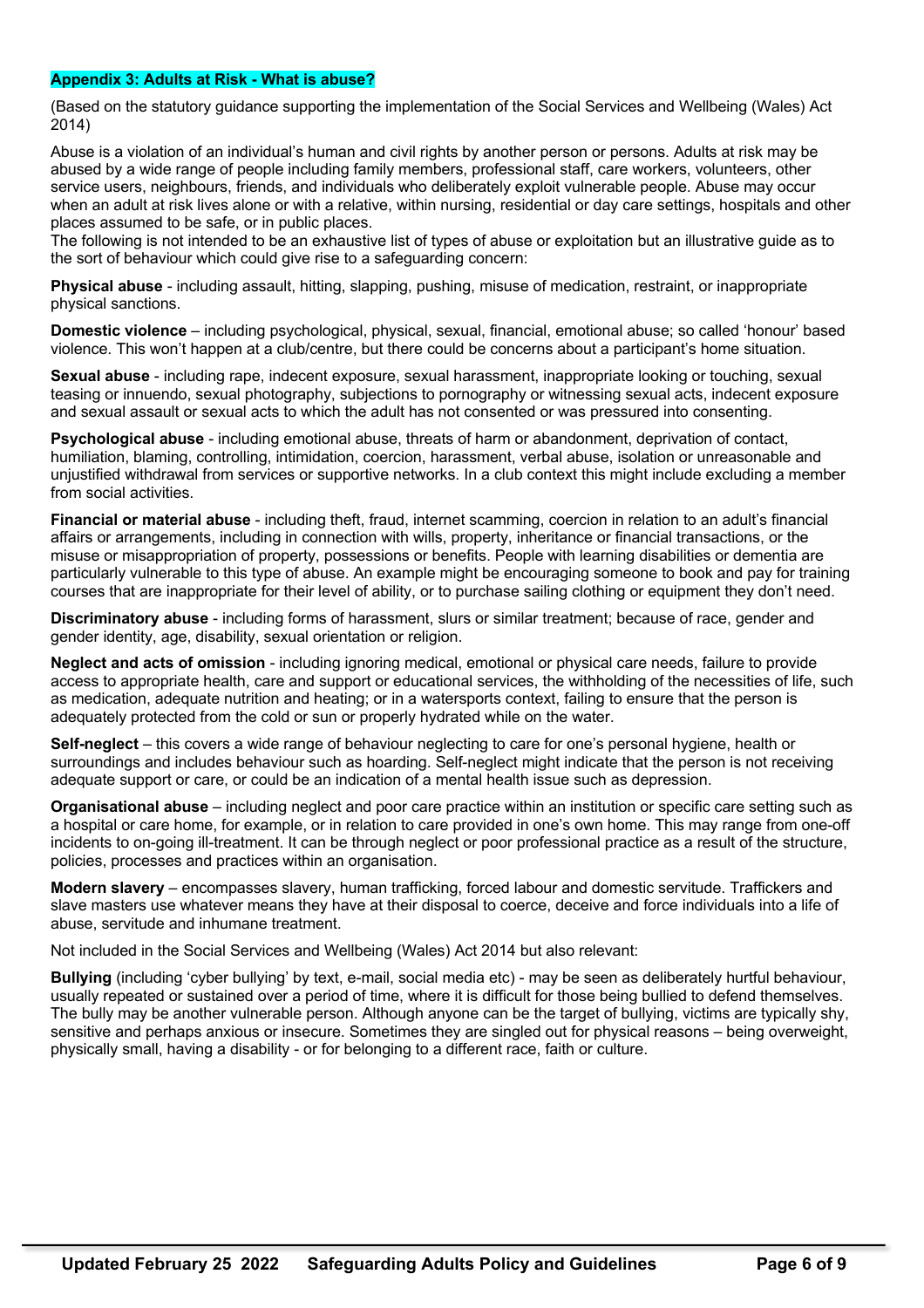## Appendix 3: Adults at Risk - What is abuse?

(Based on the statutory guidance supporting the implementation of the Social Services and Wellbeing (Wales) Act 2014)

Abuse is a violation of an individual's human and civil rights by another person or persons. Adults at risk may be abused by a wide range of people including family members, professional staff, care workers, volunteers, other service users, neighbours, friends, and individuals who deliberately exploit vulnerable people. Abuse may occur when an adult at risk lives alone or with a relative, within nursing, residential or day care settings, hospitals and other places assumed to be safe, or in public places.
The following is not intended to be an exhaustive list of types of abuse or exploitation but an illustrative guide as to the sort of behaviour which could give rise to a safeguarding concern:

**Physical abuse** - including assault, hitting, slapping, pushing, misuse of medication, restraint, or inappropriate physical sanctions.

**Domestic violence** – including psychological, physical, sexual, financial, emotional abuse; so called 'honour' based violence. This won't happen at a club/centre, but there could be concerns about a participant's home situation.

**Sexual abuse** - including rape, indecent exposure, sexual harassment, inappropriate looking or touching, sexual teasing or innuendo, sexual photography, subjections to pornography or witnessing sexual acts, indecent exposure and sexual assault or sexual acts to which the adult has not consented or was pressured into consenting.

**Psychological abuse** - including emotional abuse, threats of harm or abandonment, deprivation of contact, humiliation, blaming, controlling, intimidation, coercion, harassment, verbal abuse, isolation or unreasonable and unjustified withdrawal from services or supportive networks. In a club context this might include excluding a member from social activities.

**Financial or material abuse** - including theft, fraud, internet scamming, coercion in relation to an adult's financial affairs or arrangements, including in connection with wills, property, inheritance or financial transactions, or the misuse or misappropriation of property, possessions or benefits. People with learning disabilities or dementia are particularly vulnerable to this type of abuse. An example might be encouraging someone to book and pay for training courses that are inappropriate for their level of ability, or to purchase sailing clothing or equipment they don't need.

**Discriminatory abuse** - including forms of harassment, slurs or similar treatment; because of race, gender and gender identity, age, disability, sexual orientation or religion.

**Neglect and acts of omission** - including ignoring medical, emotional or physical care needs, failure to provide access to appropriate health, care and support or educational services, the withholding of the necessities of life, such as medication, adequate nutrition and heating; or in a watersports context, failing to ensure that the person is adequately protected from the cold or sun or properly hydrated while on the water.

**Self-neglect** – this covers a wide range of behaviour neglecting to care for one's personal hygiene, health or surroundings and includes behaviour such as hoarding. Self-neglect might indicate that the person is not receiving adequate support or care, or could be an indication of a mental health issue such as depression.

**Organisational abuse** – including neglect and poor care practice within an institution or specific care setting such as a hospital or care home, for example, or in relation to care provided in one's own home. This may range from one-off incidents to on-going ill-treatment. It can be through neglect or poor professional practice as a result of the structure, policies, processes and practices within an organisation.

**Modern slavery** – encompasses slavery, human trafficking, forced labour and domestic servitude. Traffickers and slave masters use whatever means they have at their disposal to coerce, deceive and force individuals into a life of abuse, servitude and inhumane treatment.

Not included in the Social Services and Wellbeing (Wales) Act 2014 but also relevant:

**Bullying** (including 'cyber bullying' by text, e-mail, social media etc) - may be seen as deliberately hurtful behaviour, usually repeated or sustained over a period of time, where it is difficult for those being bullied to defend themselves. The bully may be another vulnerable person. Although anyone can be the target of bullying, victims are typically shy, sensitive and perhaps anxious or insecure. Sometimes they are singled out for physical reasons – being overweight, physically small, having a disability - or for belonging to a different race, faith or culture.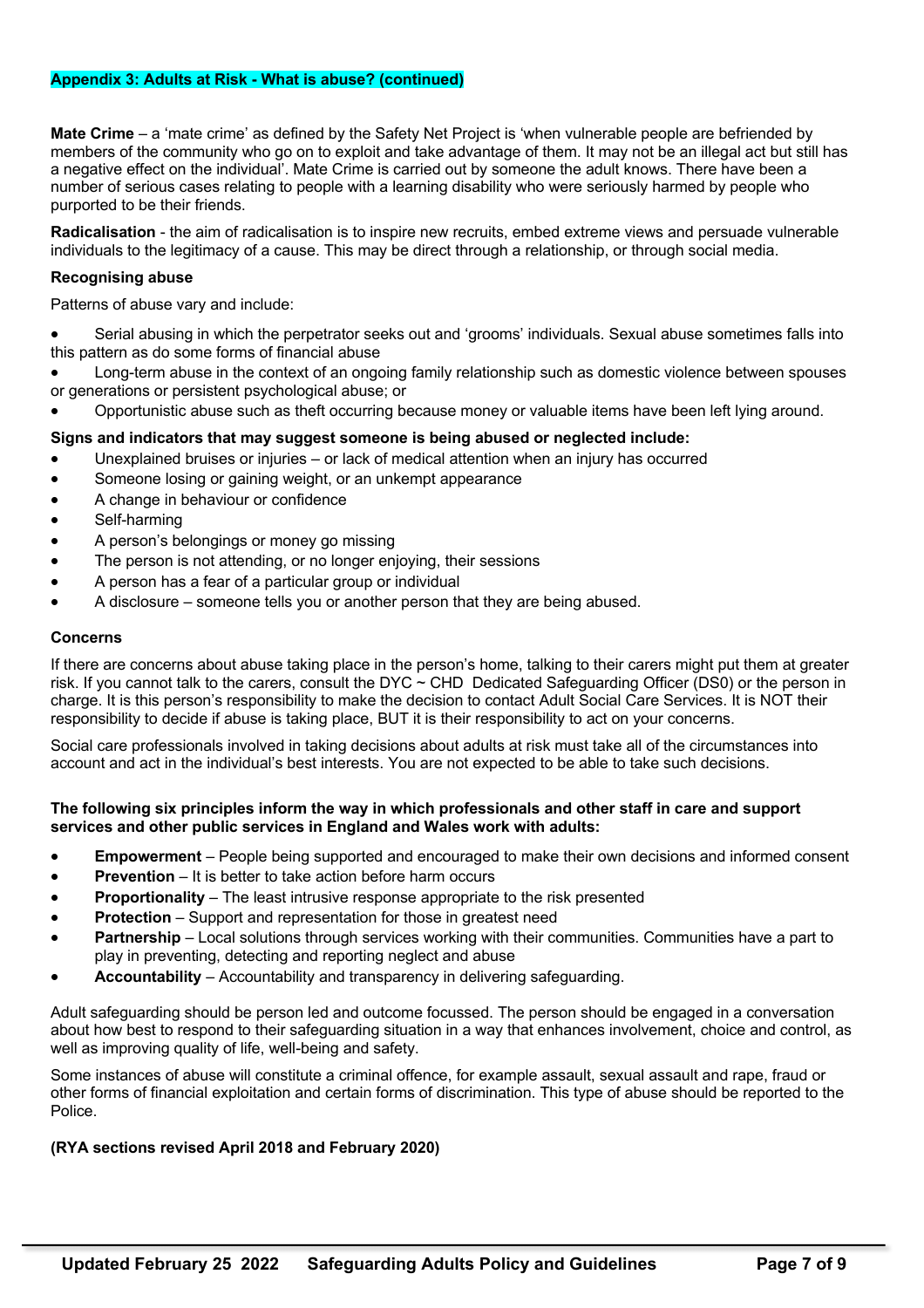## Appendix 3: Adults at Risk - What is abuse? (continued)

**Mate Crime** – a 'mate crime' as defined by the Safety Net Project is 'when vulnerable people are befriended by members of the community who go on to exploit and take advantage of them. It may not be an illegal act but still has a negative effect on the individual'. Mate Crime is carried out by someone the adult knows. There have been a number of serious cases relating to people with a learning disability who were seriously harmed by people who purported to be their friends.

**Radicalisation** - the aim of radicalisation is to inspire new recruits, embed extreme views and persuade vulnerable individuals to the legitimacy of a cause. This may be direct through a relationship, or through social media.

**Recognising abuse**

Patterns of abuse vary and include:

- Serial abusing in which the perpetrator seeks out and 'grooms' individuals. Sexual abuse sometimes falls into this pattern as do some forms of financial abuse
- Long-term abuse in the context of an ongoing family relationship such as domestic violence between spouses or generations or persistent psychological abuse; or
- Opportunistic abuse such as theft occurring because money or valuable items have been left lying around.

**Signs and indicators that may suggest someone is being abused or neglected include:**

- Unexplained bruises or injuries – or lack of medical attention when an injury has occurred
- Someone losing or gaining weight, or an unkempt appearance
- A change in behaviour or confidence
- Self-harming
- A person's belongings or money go missing
- The person is not attending, or no longer enjoying, their sessions
- A person has a fear of a particular group or individual
- A disclosure – someone tells you or another person that they are being abused.

**Concerns**

If there are concerns about abuse taking place in the person's home, talking to their carers might put them at greater risk. If you cannot talk to the carers, consult the DYC ~ CHD Dedicated Safeguarding Officer (DS0) or the person in charge. It is this person's responsibility to make the decision to contact Adult Social Care Services. It is NOT their responsibility to decide if abuse is taking place, BUT it is their responsibility to act on your concerns.

Social care professionals involved in taking decisions about adults at risk must take all of the circumstances into account and act in the individual's best interests. You are not expected to be able to take such decisions.

**The following six principles inform the way in which professionals and other staff in care and support services and other public services in England and Wales work with adults:**

- **Empowerment** – People being supported and encouraged to make their own decisions and informed consent
- **Prevention** – It is better to take action before harm occurs
- **Proportionality** – The least intrusive response appropriate to the risk presented
- **Protection** – Support and representation for those in greatest need
- **Partnership** – Local solutions through services working with their communities. Communities have a part to play in preventing, detecting and reporting neglect and abuse
- **Accountability** – Accountability and transparency in delivering safeguarding.

Adult safeguarding should be person led and outcome focussed. The person should be engaged in a conversation about how best to respond to their safeguarding situation in a way that enhances involvement, choice and control, as well as improving quality of life, well-being and safety.

Some instances of abuse will constitute a criminal offence, for example assault, sexual assault and rape, fraud or other forms of financial exploitation and certain forms of discrimination. This type of abuse should be reported to the Police.

**(RYA sections revised April 2018 and February 2020)**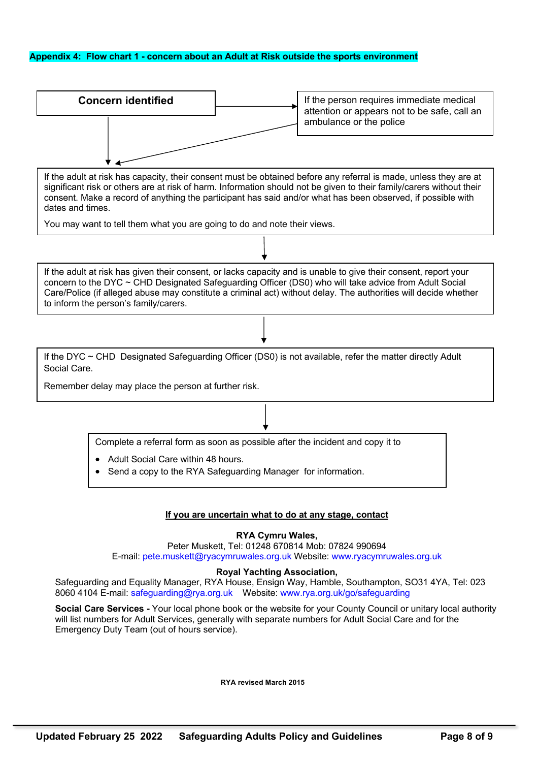**Appendix 4: Flow chart 1 - concern about an Adult at Risk outside the sports environment**

**Concern identified**

If the person requires immediate medical attention or appears not to be safe, call an ambulance or the police

If the adult at risk has capacity, their consent must be obtained before any referral is made, unless they are at significant risk or others are at risk of harm. Information should not be given to their family/carers without their consent. Make a record of anything the participant has said and/or what has been observed, if possible with dates and times.

You may want to tell them what you are going to do and note their views.

If the adult at risk has given their consent, or lacks capacity and is unable to give their consent, report your concern to the DYC ~ CHD Designated Safeguarding Officer (DS0) who will take advice from Adult Social Care/Police (if alleged abuse may constitute a criminal act) without delay. The authorities will decide whether to inform the person's family/carers.

If the DYC ~ CHD Designated Safeguarding Officer (DS0) is not available, refer the matter directly Adult Social Care.

Remember delay may place the person at further risk.

Complete a referral form as soon as possible after the incident and copy it to

- Adult Social Care within 48 hours.
- Send a copy to the RYA Safeguarding Manager for information.

**If you are uncertain what to do at any stage, contact**

**RYA Cymru Wales,**
Peter Muskett, Tel: 01248 670814 Mob: 07824 990694
E-mail: pete.muskett@ryacymruwales.org.uk Website: www.ryacymruwales.org.uk

**Royal Yachting Association,**
Safeguarding and Equality Manager, RYA House, Ensign Way, Hamble, Southampton, SO31 4YA, Tel: 023 8060 4104 E-mail: safeguarding@rya.org.uk Website: www.rya.org.uk/go/safeguarding

**Social Care Services -** Your local phone book or the website for your County Council or unitary local authority will list numbers for Adult Services, generally with separate numbers for Adult Social Care and for the Emergency Duty Team (out of hours service).

**RYA revised March 2015**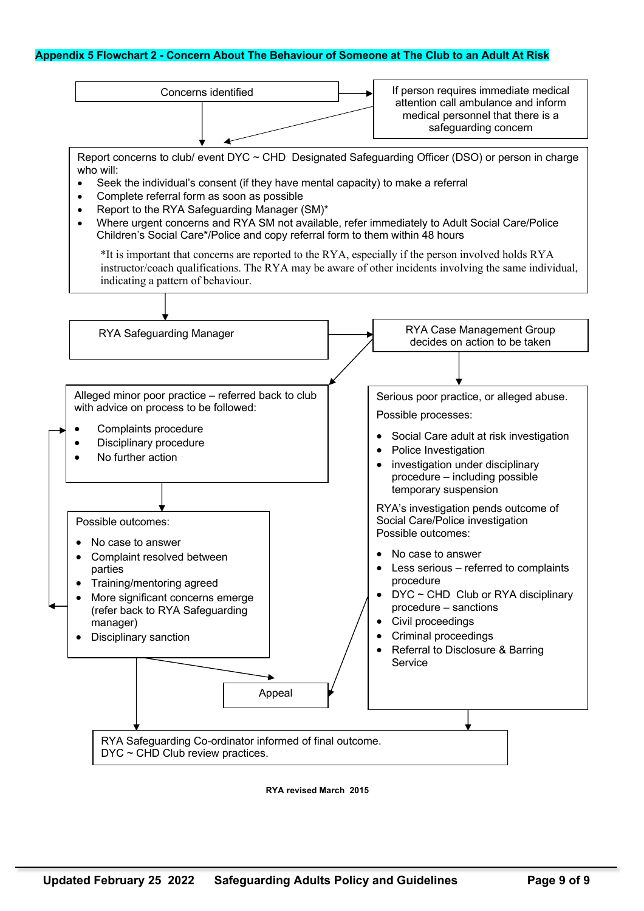**Appendix 5 Flowchart 2 - Concern About The Behaviour of Someone at The Club to an Adult At Risk**

Concerns identified

If person requires immediate medical attention call ambulance and inform medical personnel that there is a safeguarding concern

Report concerns to club/ event DYC ~ CHD Designated Safeguarding Officer (DSO) or person in charge who will:

- Seek the individual's consent (if they have mental capacity) to make a referral
- Complete referral form as soon as possible
- Report to the RYA Safeguarding Manager (SM)*
- Where urgent concerns and RYA SM not available, refer immediately to Adult Social Care/Police Children's Social Care*/Police and copy referral form to them within 48 hours

*It is important that concerns are reported to the RYA, especially if the person involved holds RYA instructor/coach qualifications. The RYA may be aware of other incidents involving the same individual, indicating a pattern of behaviour.

RYA Safeguarding Manager

RYA Case Management Group decides on action to be taken

Alleged minor poor practice – referred back to club with advice on process to be followed:

- Complaints procedure
- Disciplinary procedure
- No further action

Possible outcomes:

- No case to answer
- Complaint resolved between parties
- Training/mentoring agreed
- More significant concerns emerge (refer back to RYA Safeguarding manager)
- Disciplinary sanction

Serious poor practice, or alleged abuse.

Possible processes:

- Social Care adult at risk investigation
- Police Investigation
- investigation under disciplinary procedure – including possible temporary suspension

RYA's investigation pends outcome of Social Care/Police investigation
Possible outcomes:

- No case to answer
- Less serious – referred to complaints procedure
- DYC ~ CHD Club or RYA disciplinary procedure – sanctions
- Civil proceedings
- Criminal proceedings
- Referral to Disclosure & Barring Service

Appeal

RYA Safeguarding Co-ordinator informed of final outcome.
DYC ~ CHD Club review practices.

**RYA revised March 2015**